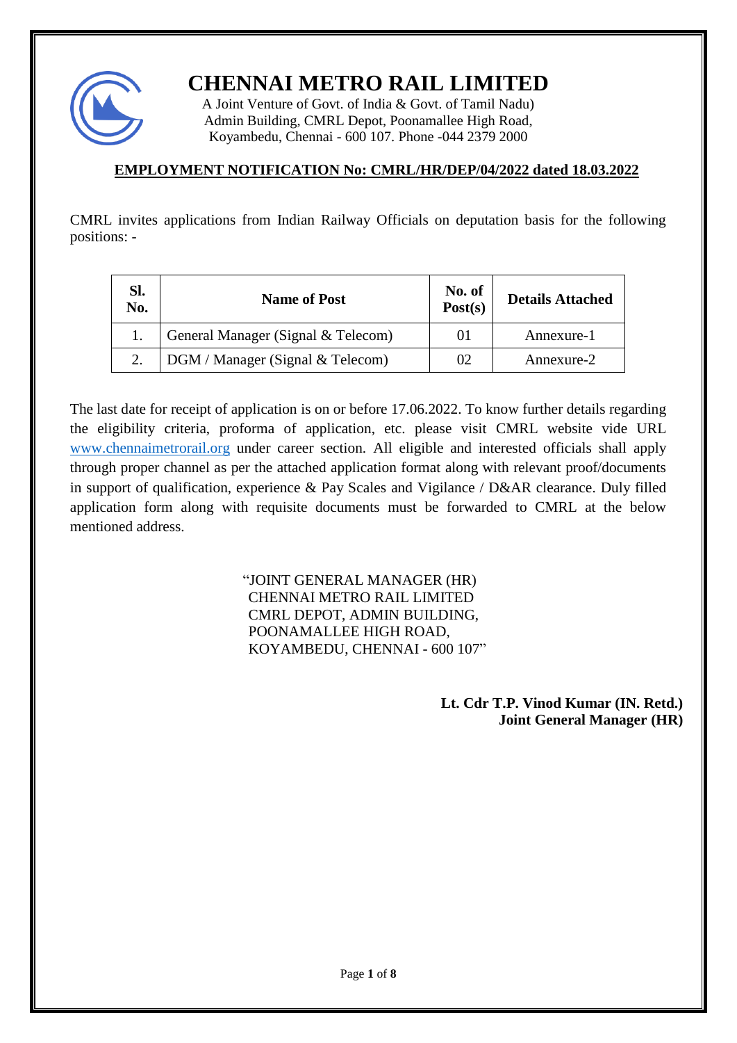# CHENNAI METRO RAIL LIMITED

A Joint Venture of Govt. of India & Govt. of Tamil Nadu)
Admin Building, CMRL Depot, Poonamallee High Road,
Koyambedu, Chennai - 600 107. Phone -044 2379 2000

**EMPLOYMENT NOTIFICATION No: CMRL/HR/DEP/04/2022 dated 18.03.2022**

CMRL invites applications from Indian Railway Officials on deputation basis for the following positions: -

| Sl. No. | Name of Post | No. of Post(s) | Details Attached |
|---|---|---|---|
| 1. | General Manager (Signal & Telecom) | 01 | Annexure-1 |
| 2. | DGM / Manager (Signal & Telecom) | 02 | Annexure-2 |

The last date for receipt of application is on or before 17.06.2022. To know further details regarding the eligibility criteria, proforma of application, etc. please visit CMRL website vide URL www.chennaimetrorail.org under career section. All eligible and interested officials shall apply through proper channel as per the attached application format along with relevant proof/documents in support of qualification, experience & Pay Scales and Vigilance / D&AR clearance. Duly filled application form along with requisite documents must be forwarded to CMRL at the below mentioned address.

"JOINT GENERAL MANAGER (HR)
CHENNAI METRO RAIL LIMITED
CMRL DEPOT, ADMIN BUILDING,
POONAMALLEE HIGH ROAD,
KOYAMBEDU, CHENNAI - 600 107"

**Lt. Cdr T.P. Vinod Kumar (IN. Retd.)**
**Joint General Manager (HR)**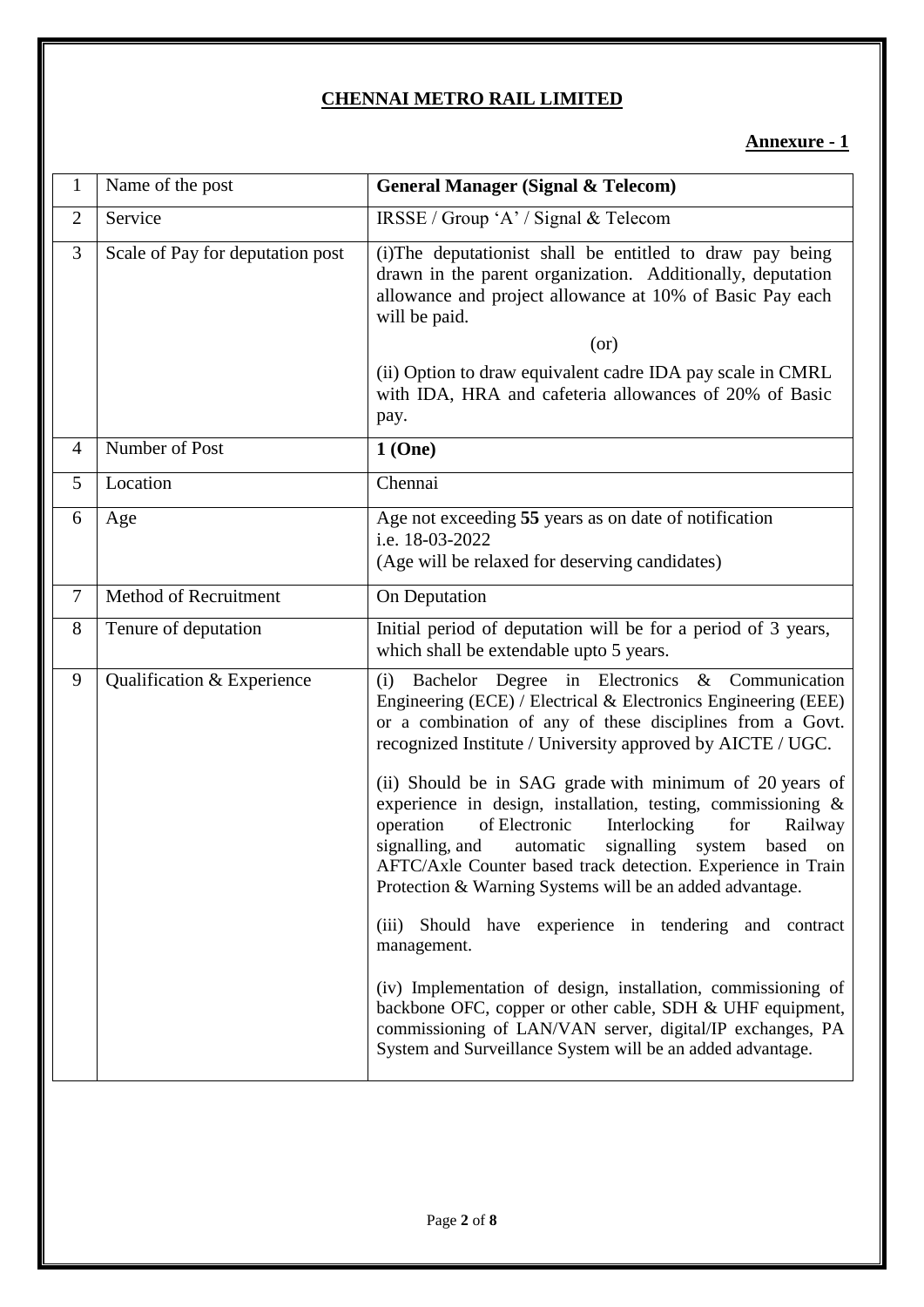**CHENNAI METRO RAIL LIMITED**

**Annexure - 1**

| | | |
|---|---|---|
| 1 | Name of the post | **General Manager (Signal & Telecom)** |
| 2 | Service | IRSSE / Group 'A' / Signal & Telecom |
| 3 | Scale of Pay for deputation post | (i)The deputationist shall be entitled to draw pay being drawn in the parent organization. Additionally, deputation allowance and project allowance at 10% of Basic Pay each will be paid.<br><br>(or)<br><br>(ii) Option to draw equivalent cadre IDA pay scale in CMRL with IDA, HRA and cafeteria allowances of 20% of Basic pay. |
| 4 | Number of Post | **1 (One)** |
| 5 | Location | Chennai |
| 6 | Age | Age not exceeding **55** years as on date of notification i.e. 18-03-2022<br>(Age will be relaxed for deserving candidates) |
| 7 | Method of Recruitment | On Deputation |
| 8 | Tenure of deputation | Initial period of deputation will be for a period of 3 years, which shall be extendable upto 5 years. |
| 9 | Qualification & Experience | (i) Bachelor Degree in Electronics & Communication Engineering (ECE) / Electrical & Electronics Engineering (EEE) or a combination of any of these disciplines from a Govt. recognized Institute / University approved by AICTE / UGC.<br><br>(ii) Should be in SAG grade with minimum of 20 years of experience in design, installation, testing, commissioning & operation of Electronic Interlocking for Railway signalling, and automatic signalling system based on AFTC/Axle Counter based track detection. Experience in Train Protection & Warning Systems will be an added advantage.<br><br>(iii) Should have experience in tendering and contract management.<br><br>(iv) Implementation of design, installation, commissioning of backbone OFC, copper or other cable, SDH & UHF equipment, commissioning of LAN/VAN server, digital/IP exchanges, PA System and Surveillance System will be an added advantage. |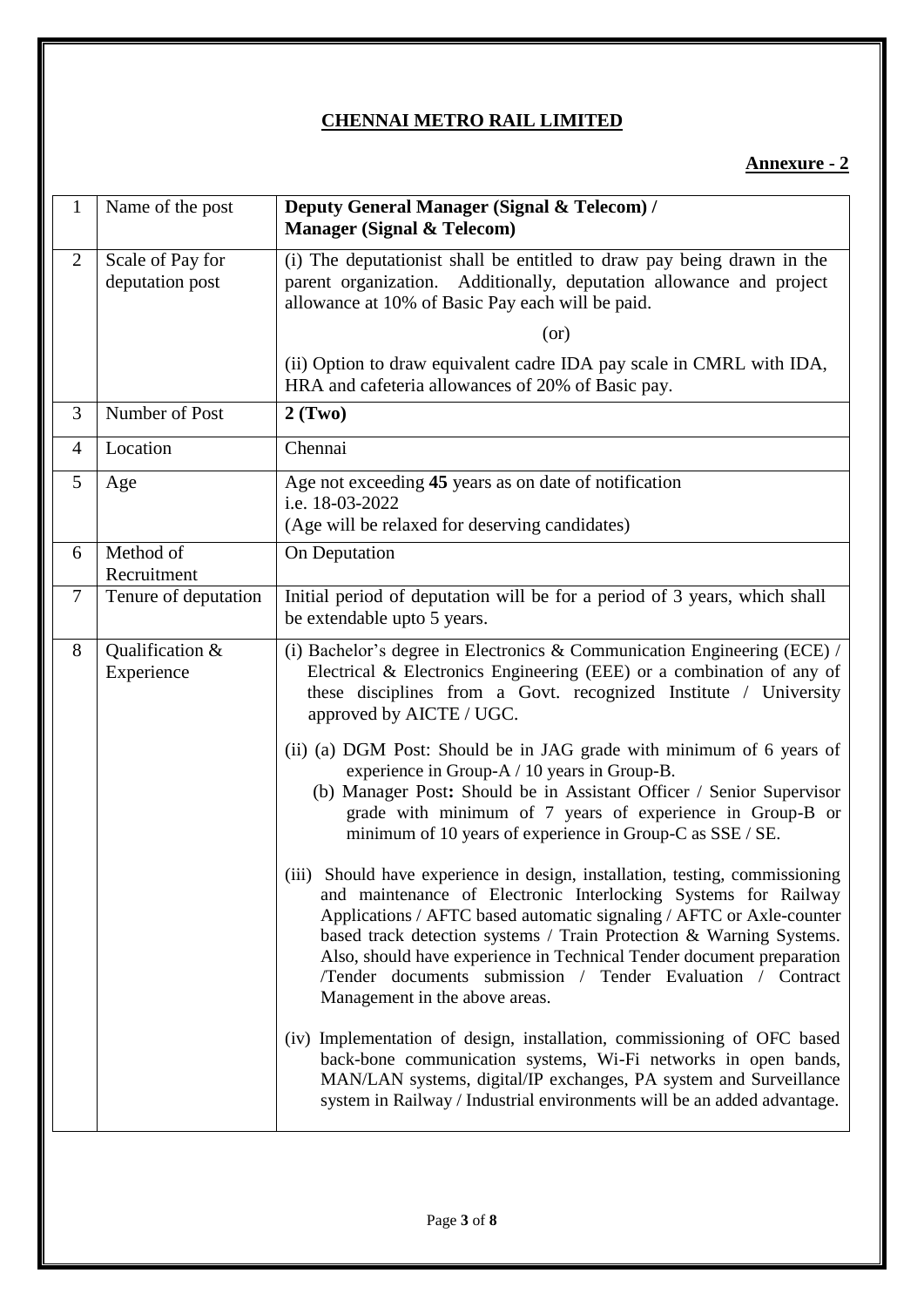**CHENNAI METRO RAIL LIMITED**

**Annexure - 2**

| 1 | Name of the post | **Deputy General Manager (Signal & Telecom) / Manager (Signal & Telecom)** |
|---|---|---|
| 2 | Scale of Pay for deputation post | (i) The deputationist shall be entitled to draw pay being drawn in the parent organization. Additionally, deputation allowance and project allowance at 10% of Basic Pay each will be paid.<br>(or)<br>(ii) Option to draw equivalent cadre IDA pay scale in CMRL with IDA, HRA and cafeteria allowances of 20% of Basic pay. |
| 3 | Number of Post | **2 (Two)** |
| 4 | Location | Chennai |
| 5 | Age | Age not exceeding **45** years as on date of notification i.e. 18-03-2022<br>(Age will be relaxed for deserving candidates) |
| 6 | Method of Recruitment | On Deputation |
| 7 | Tenure of deputation | Initial period of deputation will be for a period of 3 years, which shall be extendable upto 5 years. |
| 8 | Qualification & Experience | (i) Bachelor's degree in Electronics & Communication Engineering (ECE) / Electrical & Electronics Engineering (EEE) or a combination of any of these disciplines from a Govt. recognized Institute / University approved by AICTE / UGC.<br>(ii) (a) DGM Post: Should be in JAG grade with minimum of 6 years of experience in Group-A / 10 years in Group-B.<br>(b) Manager Post**:** Should be in Assistant Officer / Senior Supervisor grade with minimum of 7 years of experience in Group-B or minimum of 10 years of experience in Group-C as SSE / SE.<br>(iii) Should have experience in design, installation, testing, commissioning and maintenance of Electronic Interlocking Systems for Railway Applications / AFTC based automatic signaling / AFTC or Axle-counter based track detection systems / Train Protection & Warning Systems. Also, should have experience in Technical Tender document preparation /Tender documents submission / Tender Evaluation / Contract Management in the above areas.<br>(iv) Implementation of design, installation, commissioning of OFC based back-bone communication systems, Wi-Fi networks in open bands, MAN/LAN systems, digital/IP exchanges, PA system and Surveillance system in Railway / Industrial environments will be an added advantage. |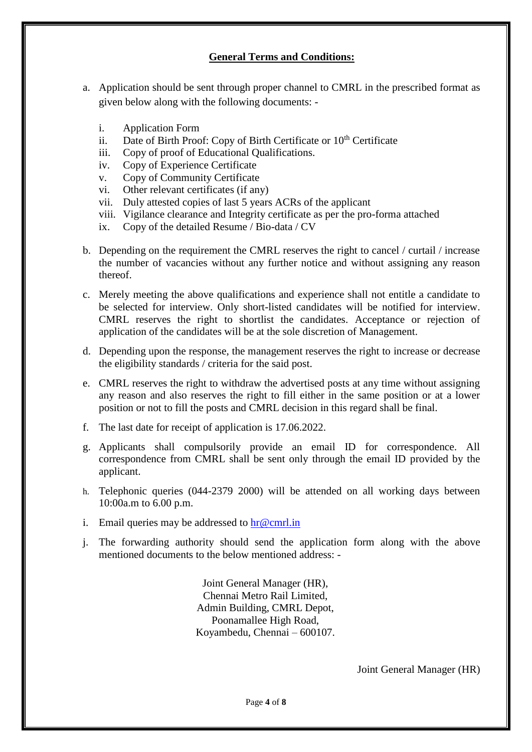## General Terms and Conditions:

a. Application should be sent through proper channel to CMRL in the prescribed format as given below along with the following documents: -

   i. Application Form
   ii. Date of Birth Proof: Copy of Birth Certificate or 10th Certificate
   iii. Copy of proof of Educational Qualifications.
   iv. Copy of Experience Certificate
   v. Copy of Community Certificate
   vi. Other relevant certificates (if any)
   vii. Duly attested copies of last 5 years ACRs of the applicant
   viii. Vigilance clearance and Integrity certificate as per the pro-forma attached
   ix. Copy of the detailed Resume / Bio-data / CV

b. Depending on the requirement the CMRL reserves the right to cancel / curtail / increase the number of vacancies without any further notice and without assigning any reason thereof.

c. Merely meeting the above qualifications and experience shall not entitle a candidate to be selected for interview. Only short-listed candidates will be notified for interview. CMRL reserves the right to shortlist the candidates. Acceptance or rejection of application of the candidates will be at the sole discretion of Management.

d. Depending upon the response, the management reserves the right to increase or decrease the eligibility standards / criteria for the said post.

e. CMRL reserves the right to withdraw the advertised posts at any time without assigning any reason and also reserves the right to fill either in the same position or at a lower position or not to fill the posts and CMRL decision in this regard shall be final.

f. The last date for receipt of application is 17.06.2022.

g. Applicants shall compulsorily provide an email ID for correspondence. All correspondence from CMRL shall be sent only through the email ID provided by the applicant.

h. Telephonic queries (044-2379 2000) will be attended on all working days between 10:00a.m to 6.00 p.m.

i. Email queries may be addressed to hr@cmrl.in

j. The forwarding authority should send the application form along with the above mentioned documents to the below mentioned address: -

Joint General Manager (HR),
Chennai Metro Rail Limited,
Admin Building, CMRL Depot,
Poonamallee High Road,
Koyambedu, Chennai – 600107.

Joint General Manager (HR)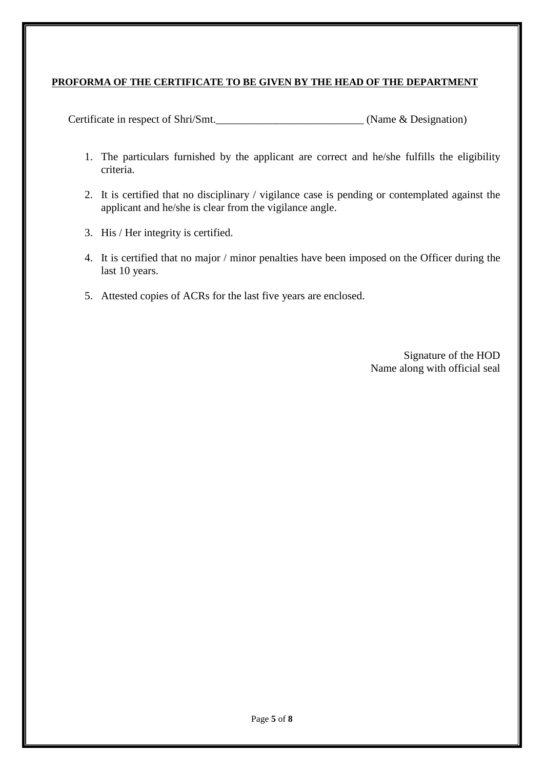**PROFORMA OF THE CERTIFICATE TO BE GIVEN BY THE HEAD OF THE DEPARTMENT**

Certificate in respect of Shri/Smt.___________________________ (Name & Designation)

1. The particulars furnished by the applicant are correct and he/she fulfills the eligibility criteria.

2. It is certified that no disciplinary / vigilance case is pending or contemplated against the applicant and he/she is clear from the vigilance angle.

3. His / Her integrity is certified.

4. It is certified that no major / minor penalties have been imposed on the Officer during the last 10 years.

5. Attested copies of ACRs for the last five years are enclosed.

Signature of the HOD
Name along with official seal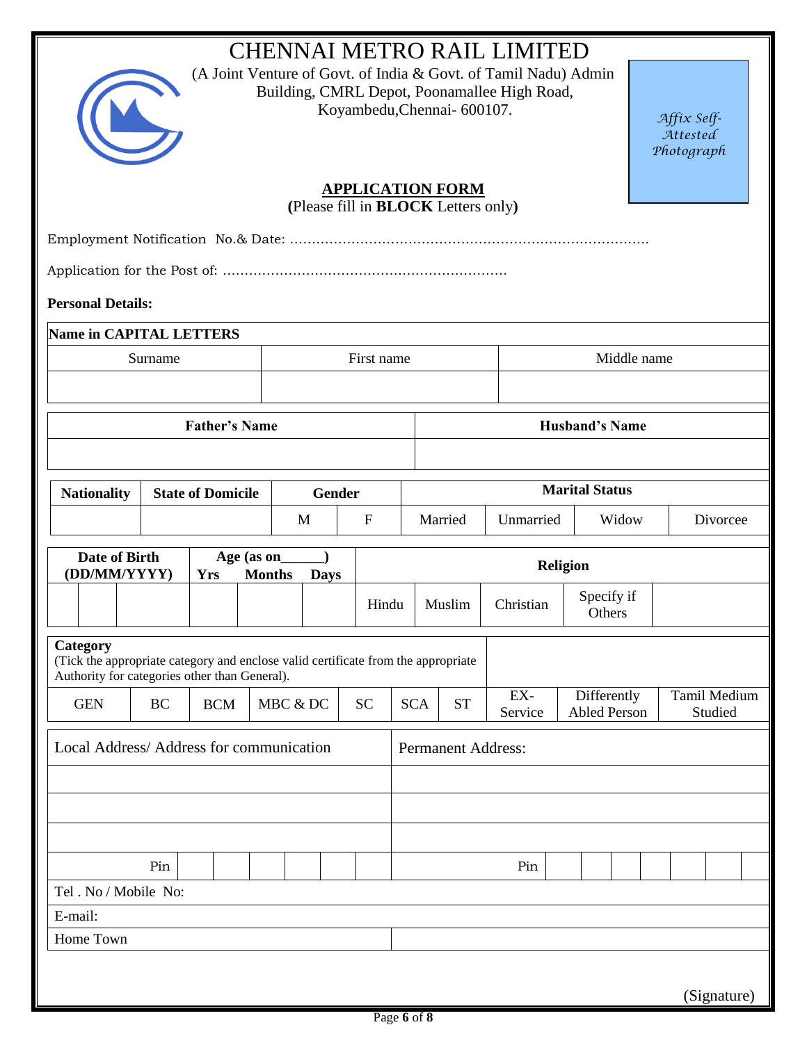# CHENNAI METRO RAIL LIMITED

(A Joint Venture of Govt. of India & Govt. of Tamil Nadu) Admin Building, CMRL Depot, Poonamallee High Road, Koyambedu,Chennai- 600107.

*Affix Self-Attested Photograph*

## APPLICATION FORM

**(**Please fill in **BLOCK** Letters only**)**

Employment Notification No.& Date: ..................................................................................

Application for the Post of: .................................................................

**Personal Details:**

| **Name in CAPITAL LETTERS** | | |
|---|---|---|
| Surname | First name | Middle name |
| | | |

| **Father's Name** | **Husband's Name** |
|---|---|
| | |

| **Nationality** | **State of Domicile** | **Gender** | | **Marital Status** | | | |
|---|---|---|---|---|---|---|---|
| | | M | F | Married | Unmarried | Widow | Divorcee |

| **Date of Birth (DD/MM/YYYY)** | | | **Age (as on______) Yrs** | **Months** | **Days** | **Religion** | | | | |
|---|---|---|---|---|---|---|---|---|---|---|
| | | | | | | Hindu | Muslim | Christian | Specify if Others | |

| **Category** (Tick the appropriate category and enclose valid certificate from the appropriate Authority for categories other than General). | | | | | | | | | |
|---|---|---|---|---|---|---|---|---|---|
| GEN | BC | BCM | MBC & DC | SC | SCA | ST | EX-Service | Differently Abled Person | Tamil Medium Studied |

| Local Address/ Address for communication | Permanent Address: |
|---|---|
| | |
| | |
| | |
| Pin | Pin |
| Tel . No / Mobile No: | |
| E-mail: | |
| Home Town | |

(Signature)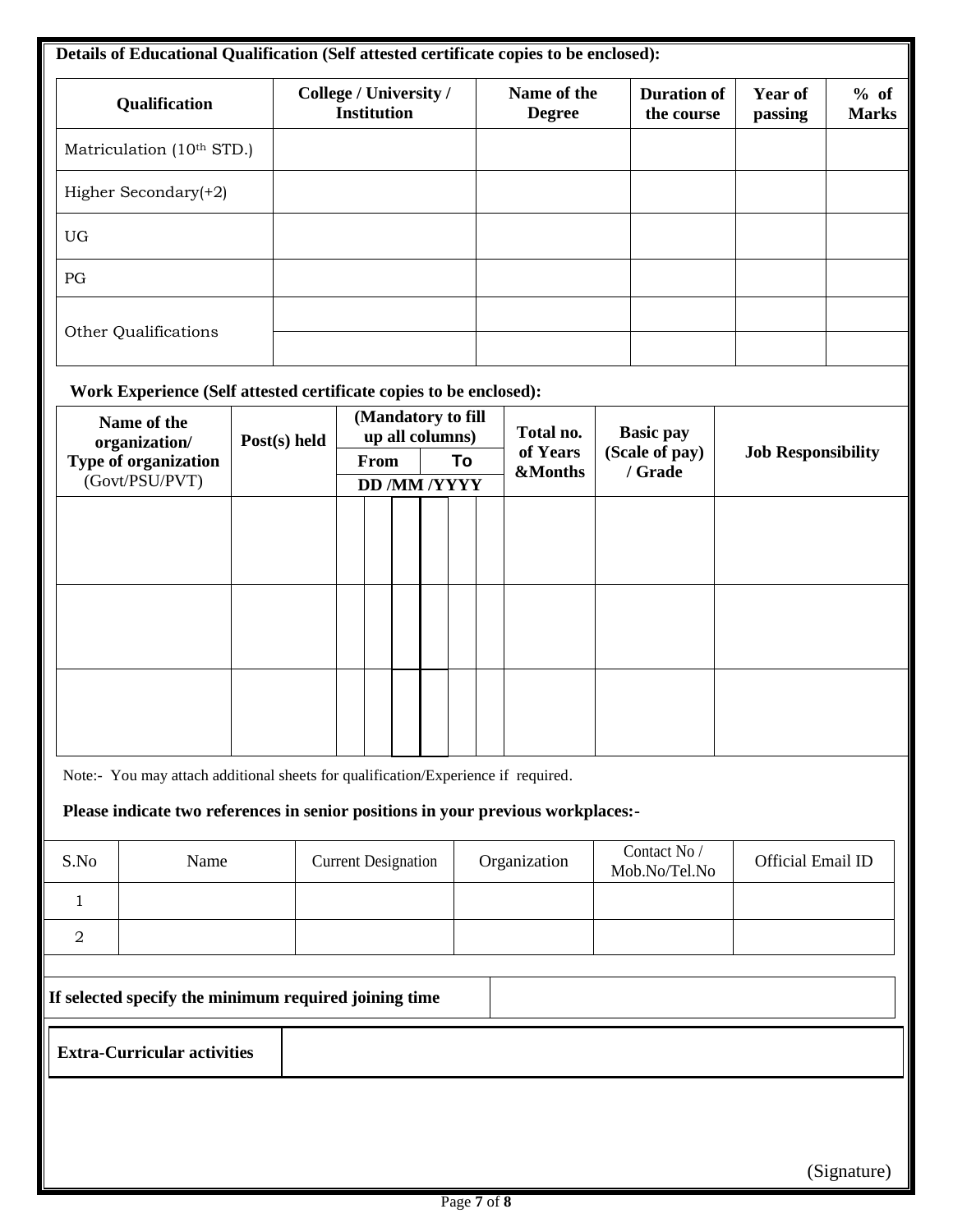**Details of Educational Qualification (Self attested certificate copies to be enclosed):**

| Qualification | College / University / Institution | Name of the Degree | Duration of the course | Year of passing | % of Marks |
|---|---|---|---|---|---|
| Matriculation (10th STD.) | | | | | |
| Higher Secondary(+2) | | | | | |
| UG | | | | | |
| PG | | | | | |
| Other Qualifications | | | | | |
| | | | | | |

**Work Experience (Self attested certificate copies to be enclosed):**

| Name of the organization/ Type of organization (Govt/PSU/PVT) | Post(s) held | (Mandatory to fill up all columns) From DD /MM /YYYY | To | Total no. of Years &Months | Basic pay (Scale of pay) / Grade | Job Responsibility |
|---|---|---|---|---|---|---|
| | | | | | | |
| | | | | | | |
| | | | | | | |

Note:- You may attach additional sheets for qualification/Experience if required.

**Please indicate two references in senior positions in your previous workplaces:-**

| S.No | Name | Current Designation | Organization | Contact No / Mob.No/Tel.No | Official Email ID |
|---|---|---|---|---|---|
| 1 | | | | | |
| 2 | | | | | |

| **If selected specify the minimum required joining time** | |
|---|---|

| **Extra-Curricular activities** | |
|---|---|

(Signature)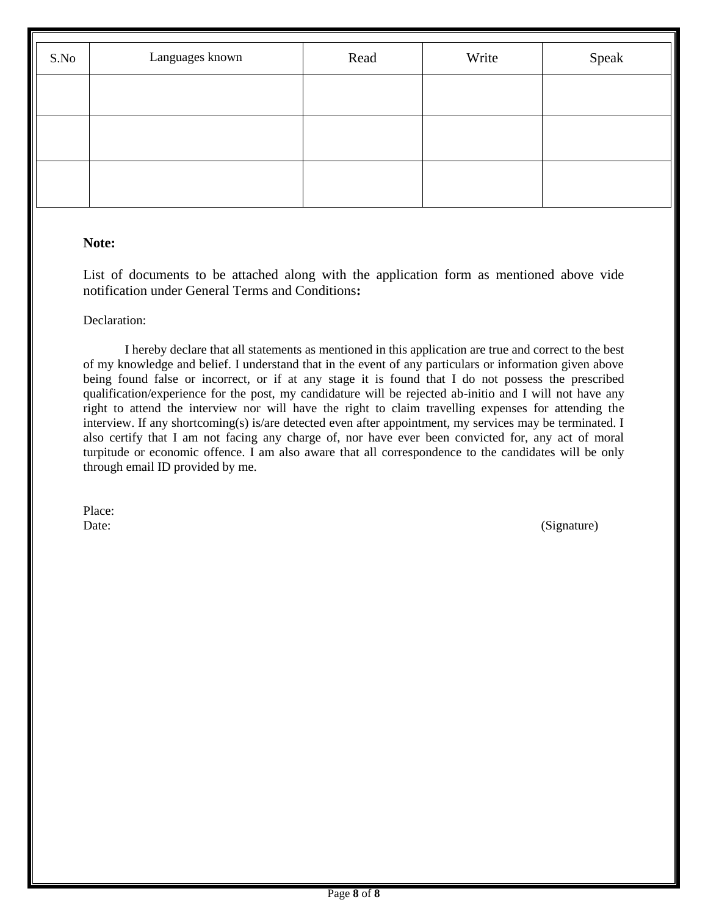| S.No | Languages known | Read | Write | Speak |
|---|---|---|---|---|
| | | | | |
| | | | | |
| | | | | |

**Note:**

List of documents to be attached along with the application form as mentioned above vide notification under General Terms and Conditions**:**

Declaration:

I hereby declare that all statements as mentioned in this application are true and correct to the best of my knowledge and belief. I understand that in the event of any particulars or information given above being found false or incorrect, or if at any stage it is found that I do not possess the prescribed qualification/experience for the post, my candidature will be rejected ab-initio and I will not have any right to attend the interview nor will have the right to claim travelling expenses for attending the interview. If any shortcoming(s) is/are detected even after appointment, my services may be terminated. I also certify that I am not facing any charge of, nor have ever been convicted for, any act of moral turpitude or economic offence. I am also aware that all correspondence to the candidates will be only through email ID provided by me.

Place:
Date: (Signature)